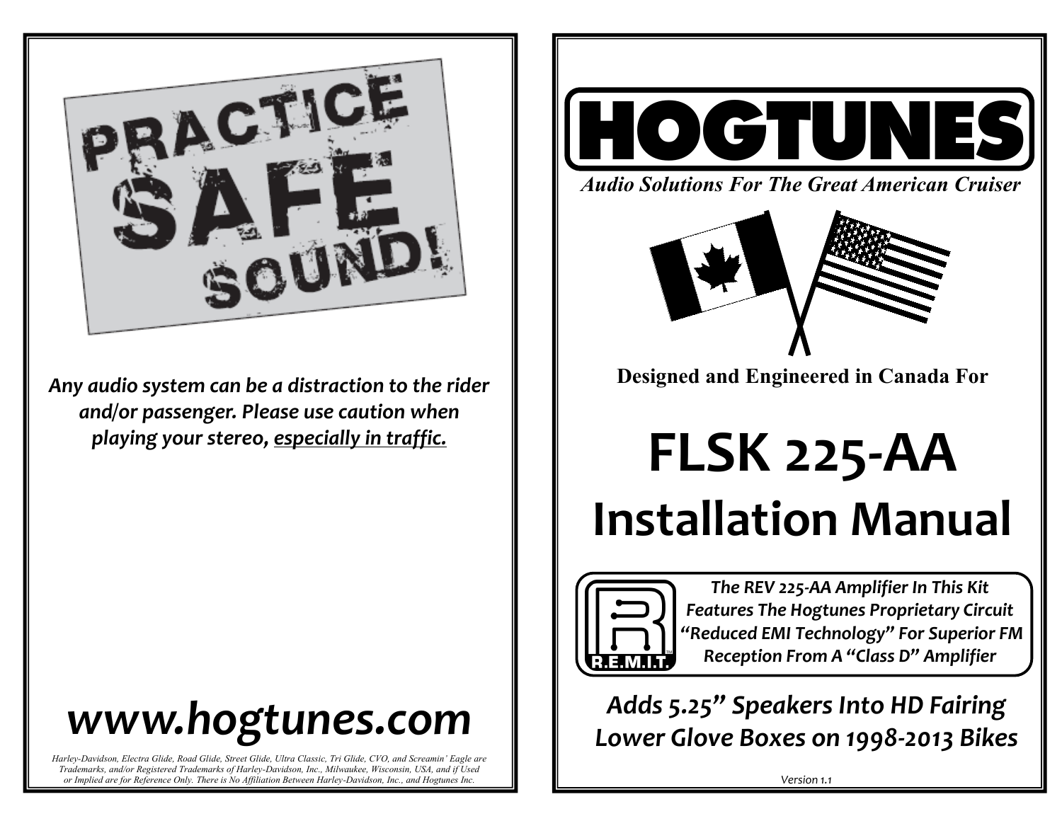# PRACTICE SAFE SOUND!

***Any audio system can be a distraction to the rider and/or passenger. Please use caution when playing your stereo, especially in traffic.***

# *www.hogtunes.com*

*Harley-Davidson, Electra Glide, Road Glide, Street Glide, Ultra Classic, Tri Glide, CVO, and Screamin' Eagle are Trademarks, and/or Registered Trademarks of Harley-Davidson, Inc., Milwaukee, Wisconsin, USA, and if Used or Implied are for Reference Only. There is No Affiliation Between Harley-Davidson, Inc., and Hogtunes Inc.*

# HOGTUNES

***Audio Solutions For The Great American Cruiser***

**Designed and Engineered in Canada For**

# FLSK 225-AA Installation Manual

R.E.M.I.T.™

***The REV 225-AA Amplifier In This Kit Features The Hogtunes Proprietary Circuit "Reduced EMI Technology" For Superior FM Reception From A "Class D" Amplifier***

## *Adds 5.25" Speakers Into HD Fairing Lower Glove Boxes on 1998-2013 Bikes*

Version 1.1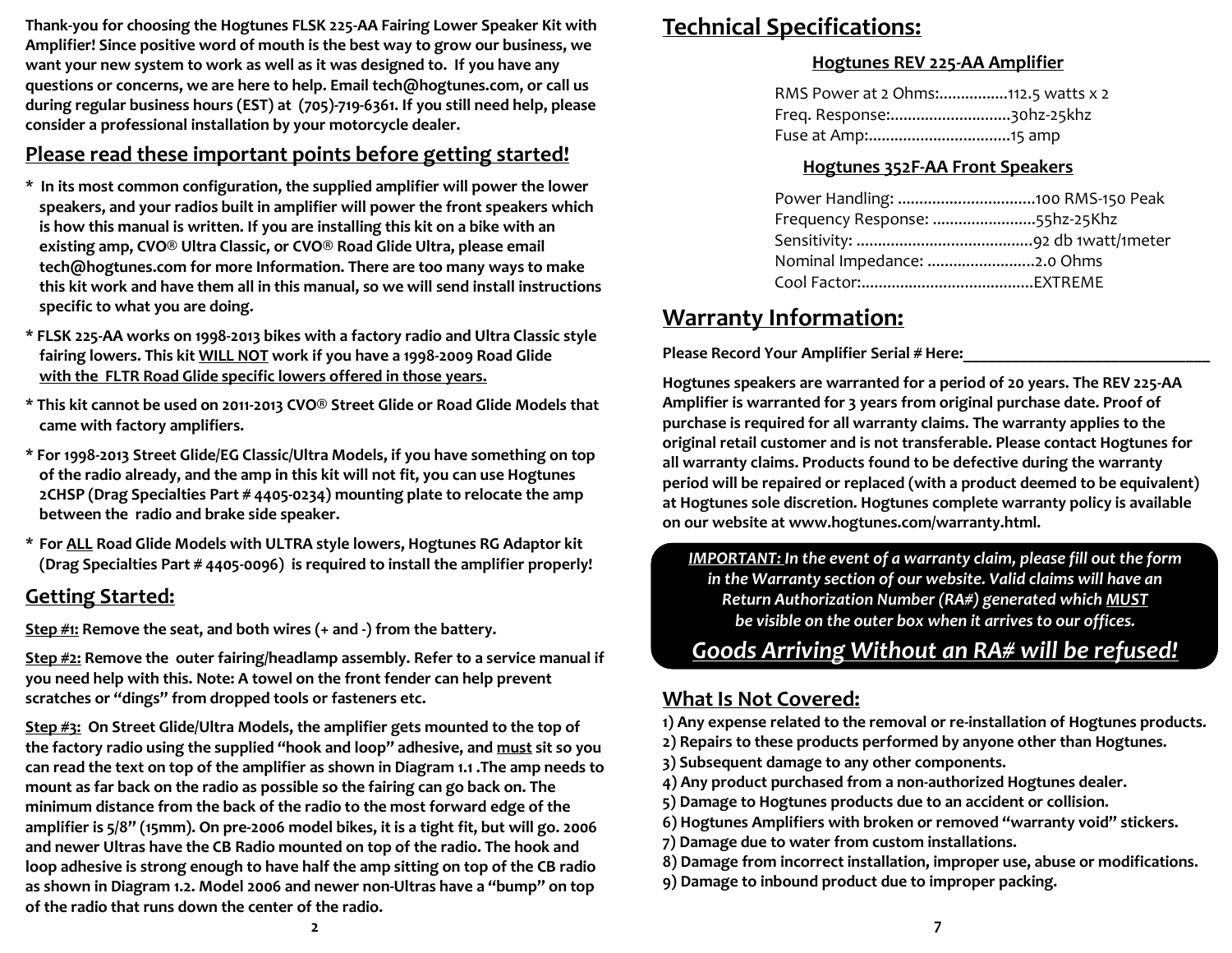**Thank-you for choosing the Hogtunes FLSK 225-AA Fairing Lower Speaker Kit with Amplifier! Since positive word of mouth is the best way to grow our business, we want your new system to work as well as it was designed to. If you have any questions or concerns, we are here to help. Email tech@hogtunes.com, or call us during regular business hours (EST) at (705)-719-6361. If you still need help, please consider a professional installation by your motorcycle dealer.**

## Please read these important points before getting started!

**\* In its most common configuration, the supplied amplifier will power the lower speakers, and your radios built in amplifier will power the front speakers which is how this manual is written. If you are installing this kit on a bike with an existing amp, CVO® Ultra Classic, or CVO® Road Glide Ultra, please email tech@hogtunes.com for more Information. There are too many ways to make this kit work and have them all in this manual, so we will send install instructions specific to what you are doing.**

**\* FLSK 225-AA works on 1998-2013 bikes with a factory radio and Ultra Classic style fairing lowers. This kit <u>WILL NOT</u> work if you have a 1998-2009 Road Glide <u>with the FLTR Road Glide specific lowers offered in those years.</u>**

**\* This kit cannot be used on 2011-2013 CVO® Street Glide or Road Glide Models that came with factory amplifiers.**

**\* For 1998-2013 Street Glide/EG Classic/Ultra Models, if you have something on top of the radio already, and the amp in this kit will not fit, you can use Hogtunes 2CHSP (Drag Specialties Part # 4405-0234) mounting plate to relocate the amp between the radio and brake side speaker.**

**\* For <u>ALL</u> Road Glide Models with ULTRA style lowers, Hogtunes RG Adaptor kit (Drag Specialties Part # 4405-0096) is required to install the amplifier properly!**

## Getting Started:

**<u>Step #1:</u> Remove the seat, and both wires (+ and -) from the battery.**

**<u>Step #2:</u> Remove the outer fairing/headlamp assembly. Refer to a service manual if you need help with this. Note: A towel on the front fender can help prevent scratches or "dings" from dropped tools or fasteners etc.**

**<u>Step #3:</u> On Street Glide/Ultra Models, the amplifier gets mounted to the top of the factory radio using the supplied "hook and loop" adhesive, and <u>must</u> sit so you can read the text on top of the amplifier as shown in Diagram 1.1 .The amp needs to mount as far back on the radio as possible so the fairing can go back on. The minimum distance from the back of the radio to the most forward edge of the amplifier is 5/8" (15mm). On pre-2006 model bikes, it is a tight fit, but will go. 2006 and newer Ultras have the CB Radio mounted on top of the radio. The hook and loop adhesive is strong enough to have half the amp sitting on top of the CB radio as shown in Diagram 1.2. Model 2006 and newer non-Ultras have a "bump" on top of the radio that runs down the center of the radio.**

## Technical Specifications:

### Hogtunes REV 225-AA Amplifier

RMS Power at 2 Ohms:................112.5 watts x 2
Freq. Response:............................30hz-25khz
Fuse at Amp:.................................15 amp

### Hogtunes 352F-AA Front Speakers

Power Handling: ................................100 RMS-150 Peak
Frequency Response: ........................55hz-25Khz
Sensitivity: .........................................92 db 1watt/1meter
Nominal Impedance: .........................2.0 Ohms
Cool Factor:........................................EXTREME

## Warranty Information:

**Please Record Your Amplifier Serial # Here:______________________________**

**Hogtunes speakers are warranted for a period of 20 years. The REV 225-AA Amplifier is warranted for 3 years from original purchase date. Proof of purchase is required for all warranty claims. The warranty applies to the original retail customer and is not transferable. Please contact Hogtunes for all warranty claims. Products found to be defective during the warranty period will be repaired or replaced (with a product deemed to be equivalent) at Hogtunes sole discretion. Hogtunes complete warranty policy is available on our website at www.hogtunes.com/warranty.html.**

***<u>IMPORTANT:</u> In the event of a warranty claim, please fill out the form in the Warranty section of our website. Valid claims will have an Return Authorization Number (RA#) generated which <u>MUST</u> be visible on the outer box when it arrives to our offices.***

***<u>Goods Arriving Without an RA# will be refused!</u>***

## What Is Not Covered:

**1) Any expense related to the removal or re-installation of Hogtunes products.**
**2) Repairs to these products performed by anyone other than Hogtunes.**
**3) Subsequent damage to any other components.**
**4) Any product purchased from a non-authorized Hogtunes dealer.**
**5) Damage to Hogtunes products due to an accident or collision.**
**6) Hogtunes Amplifiers with broken or removed "warranty void" stickers.**
**7) Damage due to water from custom installations.**
**8) Damage from incorrect installation, improper use, abuse or modifications.**
**9) Damage to inbound product due to improper packing.**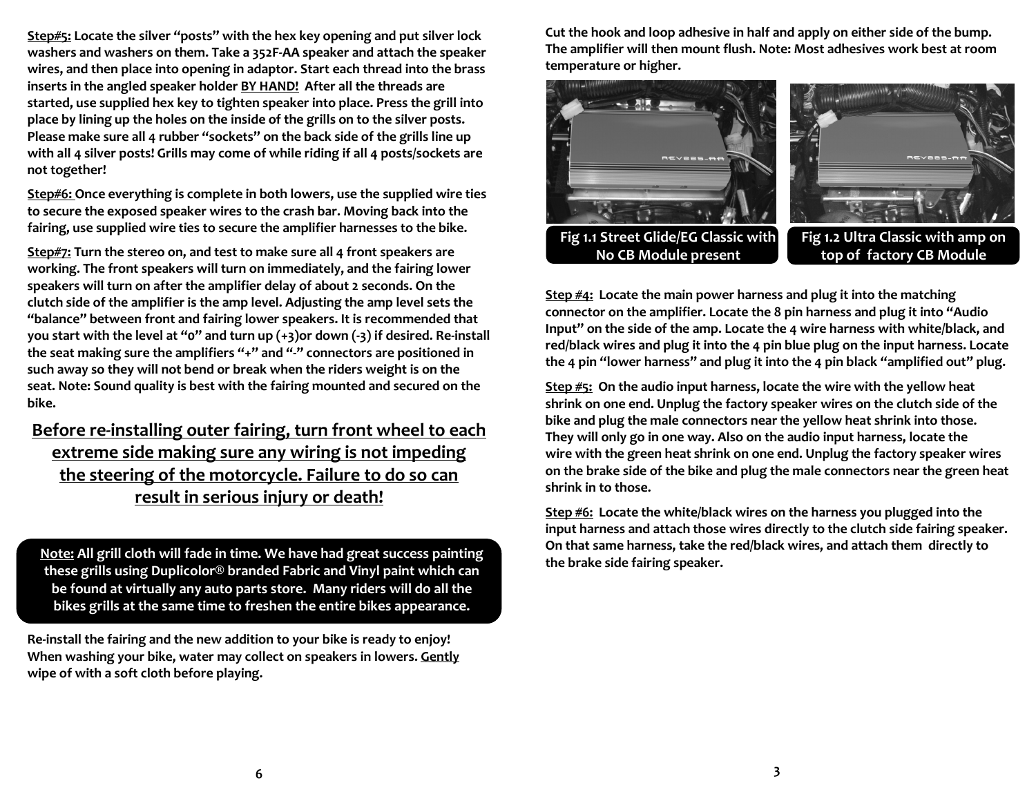**Step#5:** Locate the silver "posts" with the hex key opening and put silver lock washers and washers on them. Take a 352F-AA speaker and attach the speaker wires, and then place into opening in adaptor. Start each thread into the brass inserts in the angled speaker holder **BY HAND!** After all the threads are started, use supplied hex key to tighten speaker into place. Press the grill into place by lining up the holes on the inside of the grills on to the silver posts. Please make sure all 4 rubber "sockets" on the back side of the grills line up with all 4 silver posts! Grills may come of while riding if all 4 posts/sockets are not together!

**Step#6:** Once everything is complete in both lowers, use the supplied wire ties to secure the exposed speaker wires to the crash bar. Moving back into the fairing, use supplied wire ties to secure the amplifier harnesses to the bike.

**Step#7:** Turn the stereo on, and test to make sure all 4 front speakers are working. The front speakers will turn on immediately, and the fairing lower speakers will turn on after the amplifier delay of about 2 seconds. On the clutch side of the amplifier is the amp level. Adjusting the amp level sets the "balance" between front and fairing lower speakers. It is recommended that you start with the level at "0" and turn up (+3)or down (-3) if desired. Re-install the seat making sure the amplifiers "+" and "-" connectors are positioned in such away so they will not bend or break when the riders weight is on the seat. Note: Sound quality is best with the fairing mounted and secured on the bike.

## Before re-installing outer fairing, turn front wheel to each extreme side making sure any wiring is not impeding the steering of the motorcycle. Failure to do so can result in serious injury or death!

**Note:** All grill cloth will fade in time. We have had great success painting these grills using Duplicolor® branded Fabric and Vinyl paint which can be found at virtually any auto parts store. Many riders will do all the bikes grills at the same time to freshen the entire bikes appearance.

Re-install the fairing and the new addition to your bike is ready to enjoy! When washing your bike, water may collect on speakers in lowers. Gently wipe of with a soft cloth before playing.

Cut the hook and loop adhesive in half and apply on either side of the bump. The amplifier will then mount flush. Note: Most adhesives work best at room temperature or higher.

Fig 1.1 Street Glide/EG Classic with No CB Module present

Fig 1.2 Ultra Classic with amp on top of factory CB Module

**Step #4:** Locate the main power harness and plug it into the matching connector on the amplifier. Locate the 8 pin harness and plug it into "Audio Input" on the side of the amp. Locate the 4 wire harness with white/black, and red/black wires and plug it into the 4 pin blue plug on the input harness. Locate the 4 pin "lower harness" and plug it into the 4 pin black "amplified out" plug.

**Step #5:** On the audio input harness, locate the wire with the yellow heat shrink on one end. Unplug the factory speaker wires on the clutch side of the bike and plug the male connectors near the yellow heat shrink into those. They will only go in one way. Also on the audio input harness, locate the wire with the green heat shrink on one end. Unplug the factory speaker wires on the brake side of the bike and plug the male connectors near the green heat shrink in to those.

**Step #6:** Locate the white/black wires on the harness you plugged into the input harness and attach those wires directly to the clutch side fairing speaker. On that same harness, take the red/black wires, and attach them directly to the brake side fairing speaker.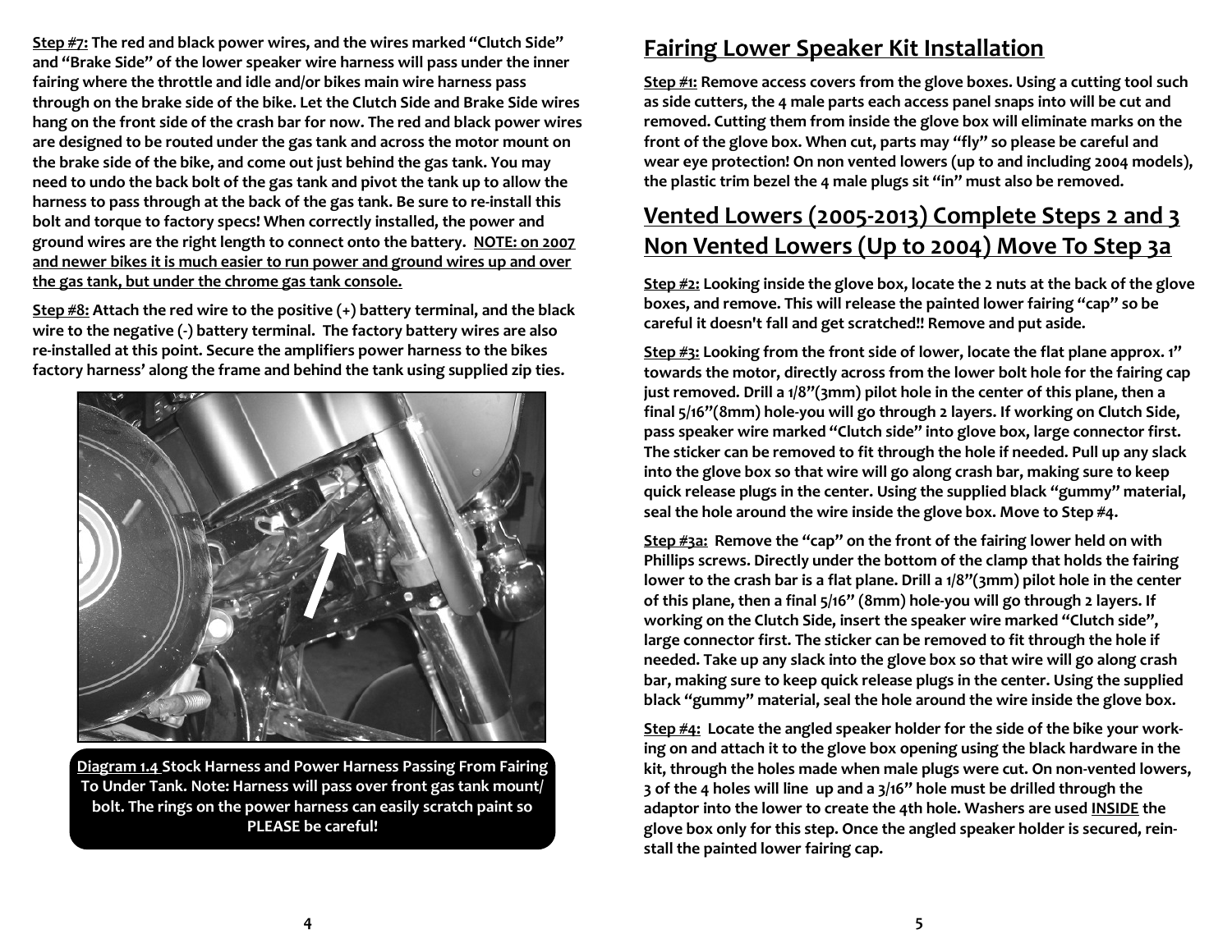**Step #7:** The red and black power wires, and the wires marked "Clutch Side" and "Brake Side" of the lower speaker wire harness will pass under the inner fairing where the throttle and idle and/or bikes main wire harness pass through on the brake side of the bike. Let the Clutch Side and Brake Side wires hang on the front side of the crash bar for now. The red and black power wires are designed to be routed under the gas tank and across the motor mount on the brake side of the bike, and come out just behind the gas tank. You may need to undo the back bolt of the gas tank and pivot the tank up to allow the harness to pass through at the back of the gas tank. Be sure to re-install this bolt and torque to factory specs! When correctly installed, the power and ground wires are the right length to connect onto the battery. **NOTE: on 2007 and newer bikes it is much easier to run power and ground wires up and over the gas tank, but under the chrome gas tank console.**

**Step #8:** Attach the red wire to the positive (+) battery terminal, and the black wire to the negative (-) battery terminal. The factory battery wires are also re-installed at this point. Secure the amplifiers power harness to the bikes factory harness' along the frame and behind the tank using supplied zip ties.

**Diagram 1.4** Stock Harness and Power Harness Passing From Fairing To Under Tank. Note: Harness will pass over front gas tank mount/bolt. The rings on the power harness can easily scratch paint so PLEASE be careful!

# Fairing Lower Speaker Kit Installation

**Step #1:** Remove access covers from the glove boxes. Using a cutting tool such as side cutters, the 4 male parts each access panel snaps into will be cut and removed. Cutting them from inside the glove box will eliminate marks on the front of the glove box. When cut, parts may "fly" so please be careful and wear eye protection! On non vented lowers (up to and including 2004 models), the plastic trim bezel the 4 male plugs sit "in" must also be removed.

## Vented Lowers (2005-2013) Complete Steps 2 and 3
## Non Vented Lowers (Up to 2004) Move To Step 3a

**Step #2:** Looking inside the glove box, locate the 2 nuts at the back of the glove boxes, and remove. This will release the painted lower fairing "cap" so be careful it doesn't fall and get scratched!! Remove and put aside.

**Step #3:** Looking from the front side of lower, locate the flat plane approx. 1" towards the motor, directly across from the lower bolt hole for the fairing cap just removed. Drill a 1/8"(3mm) pilot hole in the center of this plane, then a final 5/16"(8mm) hole-you will go through 2 layers. If working on Clutch Side, pass speaker wire marked "Clutch side" into glove box, large connector first. The sticker can be removed to fit through the hole if needed. Pull up any slack into the glove box so that wire will go along crash bar, making sure to keep quick release plugs in the center. Using the supplied black "gummy" material, seal the hole around the wire inside the glove box. Move to Step #4.

**Step #3a:** Remove the "cap" on the front of the fairing lower held on with Phillips screws. Directly under the bottom of the clamp that holds the fairing lower to the crash bar is a flat plane. Drill a 1/8"(3mm) pilot hole in the center of this plane, then a final 5/16" (8mm) hole-you will go through 2 layers. If working on the Clutch Side, insert the speaker wire marked "Clutch side", large connector first. The sticker can be removed to fit through the hole if needed. Take up any slack into the glove box so that wire will go along crash bar, making sure to keep quick release plugs in the center. Using the supplied black "gummy" material, seal the hole around the wire inside the glove box.

**Step #4:** Locate the angled speaker holder for the side of the bike your working on and attach it to the glove box opening using the black hardware in the kit, through the holes made when male plugs were cut. On non-vented lowers, 3 of the 4 holes will line up and a 3/16" hole must be drilled through the adaptor into the lower to create the 4th hole. Washers are used **INSIDE** the glove box only for this step. Once the angled speaker holder is secured, reinstall the painted lower fairing cap.